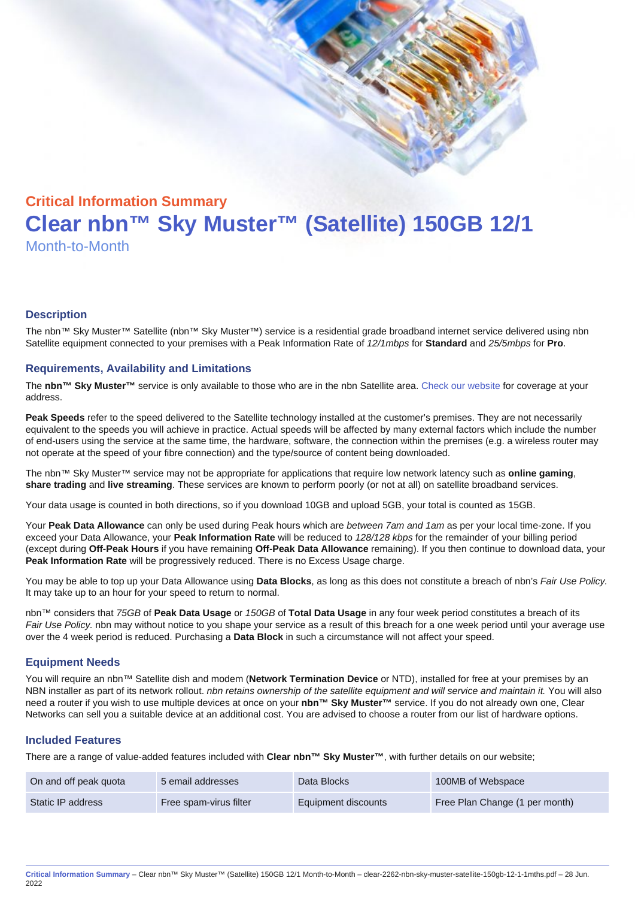**Critical Information Summary**

# Clear nbn™ Sky Muster™ (Satellite) 150GB 12/1

Month-to-Month

## Description

The nbn™ Sky Muster™ Satellite (nbn™ Sky Muster™) service is a residential grade broadband internet service delivered using nbn Satellite equipment connected to your premises with a Peak Information Rate of *12/1mbps* for **Standard** and *25/5mbps* for **Pro**.

## Requirements, Availability and Limitations

The **nbn™ Sky Muster™** service is only available to those who are in the nbn Satellite area. Check our website for coverage at your address.

**Peak Speeds** refer to the speed delivered to the Satellite technology installed at the customer's premises. They are not necessarily equivalent to the speeds you will achieve in practice. Actual speeds will be affected by many external factors which include the number of end-users using the service at the same time, the hardware, software, the connection within the premises (e.g. a wireless router may not operate at the speed of your fibre connection) and the type/source of content being downloaded.

The nbn™ Sky Muster™ service may not be appropriate for applications that require low network latency such as **online gaming**, **share trading** and **live streaming**. These services are known to perform poorly (or not at all) on satellite broadband services.

Your data usage is counted in both directions, so if you download 10GB and upload 5GB, your total is counted as 15GB.

Your **Peak Data Allowance** can only be used during Peak hours which are *between 7am and 1am* as per your local time-zone. If you exceed your Data Allowance, your **Peak Information Rate** will be reduced to *128/128 kbps* for the remainder of your billing period (except during **Off-Peak Hours** if you have remaining **Off-Peak Data Allowance** remaining). If you then continue to download data, your **Peak Information Rate** will be progressively reduced. There is no Excess Usage charge.

You may be able to top up your Data Allowance using **Data Blocks**, as long as this does not constitute a breach of nbn's *Fair Use Policy*. It may take up to an hour for your speed to return to normal.

nbn™ considers that *75GB* of **Peak Data Usage** or *150GB* of **Total Data Usage** in any four week period constitutes a breach of its *Fair Use Policy*. nbn may without notice to you shape your service as a result of this breach for a one week period until your average use over the 4 week period is reduced. Purchasing a **Data Block** in such a circumstance will not affect your speed.

## Equipment Needs

You will require an nbn™ Satellite dish and modem (**Network Termination Device** or NTD), installed for free at your premises by an NBN installer as part of its network rollout. *nbn retains ownership of the satellite equipment and will service and maintain it.* You will also need a router if you wish to use multiple devices at once on your **nbn™ Sky Muster™** service. If you do not already own one, Clear Networks can sell you a suitable device at an additional cost. You are advised to choose a router from our list of hardware options.

## Included Features

There are a range of value-added features included with **Clear nbn™ Sky Muster™**, with further details on our website;

| | | | |
|---|---|---|---|
| On and off peak quota | 5 email addresses | Data Blocks | 100MB of Webspace |
| Static IP address | Free spam-virus filter | Equipment discounts | Free Plan Change (1 per month) |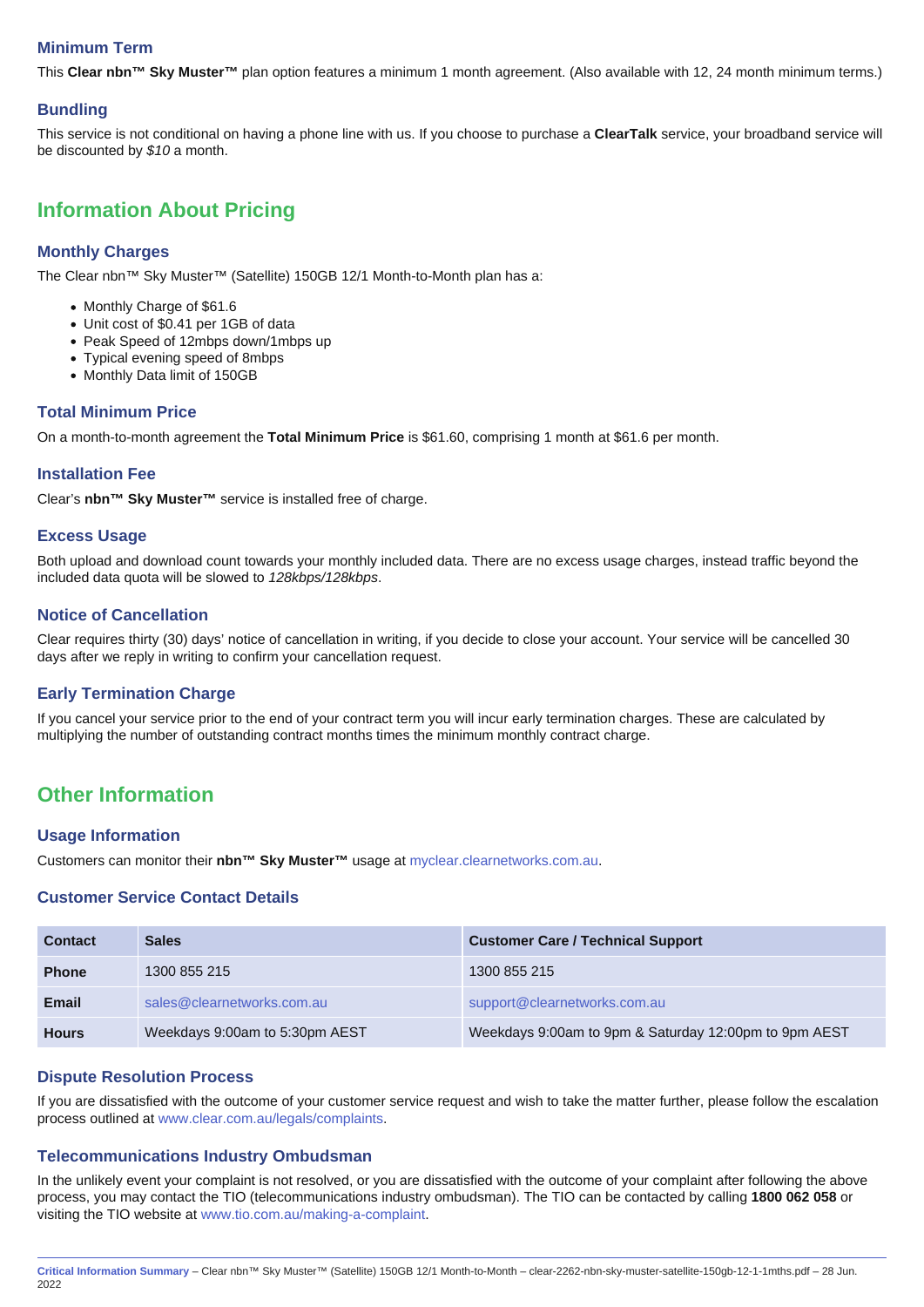### Minimum Term

This **Clear nbn™ Sky Muster™** plan option features a minimum 1 month agreement. (Also available with 12, 24 month minimum terms.)

### Bundling

This service is not conditional on having a phone line with us. If you choose to purchase a **ClearTalk** service, your broadband service will be discounted by *$10* a month.

## Information About Pricing

### Monthly Charges

The Clear nbn™ Sky Muster™ (Satellite) 150GB 12/1 Month-to-Month plan has a:

- Monthly Charge of $61.6
- Unit cost of $0.41 per 1GB of data
- Peak Speed of 12mbps down/1mbps up
- Typical evening speed of 8mbps
- Monthly Data limit of 150GB

### Total Minimum Price

On a month-to-month agreement the **Total Minimum Price** is $61.60, comprising 1 month at $61.6 per month.

### Installation Fee

Clear's **nbn™ Sky Muster™** service is installed free of charge.

### Excess Usage

Both upload and download count towards your monthly included data. There are no excess usage charges, instead traffic beyond the included data quota will be slowed to *128kbps/128kbps*.

### Notice of Cancellation

Clear requires thirty (30) days' notice of cancellation in writing, if you decide to close your account. Your service will be cancelled 30 days after we reply in writing to confirm your cancellation request.

### Early Termination Charge

If you cancel your service prior to the end of your contract term you will incur early termination charges. These are calculated by multiplying the number of outstanding contract months times the minimum monthly contract charge.

## Other Information

### Usage Information

Customers can monitor their **nbn™ Sky Muster™** usage at myclear.clearnetworks.com.au.

### Customer Service Contact Details

| Contact | Sales | Customer Care / Technical Support |
|---|---|---|
| **Phone** | 1300 855 215 | 1300 855 215 |
| **Email** | sales@clearnetworks.com.au | support@clearnetworks.com.au |
| **Hours** | Weekdays 9:00am to 5:30pm AEST | Weekdays 9:00am to 9pm & Saturday 12:00pm to 9pm AEST |

### Dispute Resolution Process

If you are dissatisfied with the outcome of your customer service request and wish to take the matter further, please follow the escalation process outlined at www.clear.com.au/legals/complaints.

### Telecommunications Industry Ombudsman

In the unlikely event your complaint is not resolved, or you are dissatisfied with the outcome of your complaint after following the above process, you may contact the TIO (telecommunications industry ombudsman). The TIO can be contacted by calling **1800 062 058** or visiting the TIO website at www.tio.com.au/making-a-complaint.